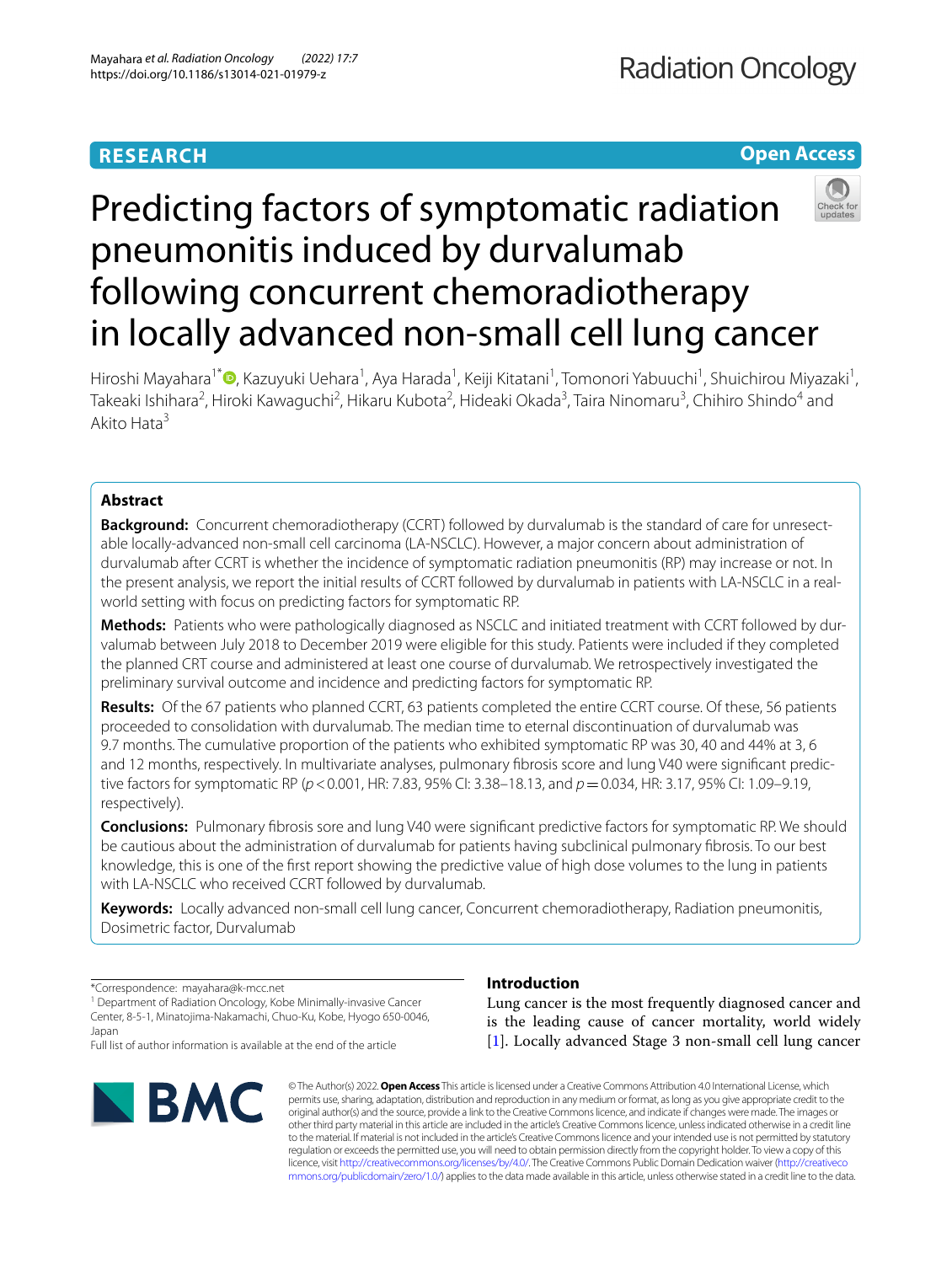RESEARCH

Open Access

# Predicting factors of symptomatic radiation pneumonitis induced by durvalumab following concurrent chemoradiotherapy in locally advanced non-small cell lung cancer

Hiroshi Mayahara[1*], Kazuyuki Uehara[1], Aya Harada[1], Keiji Kitatani[1], Tomonori Yabuuchi[1], Shuichirou Miyazaki[1], Takeaki Ishihara[2], Hiroki Kawaguchi[2], Hikaru Kubota[2], Hideaki Okada[3], Taira Ninomaru[3], Chihiro Shindo[4] and Akito Hata[3]

## Abstract

**Background:** Concurrent chemoradiotherapy (CCRT) followed by durvalumab is the standard of care for unresectable locally-advanced non-small cell carcinoma (LA-NSCLC). However, a major concern about administration of durvalumab after CCRT is whether the incidence of symptomatic radiation pneumonitis (RP) may increase or not. In the present analysis, we report the initial results of CCRT followed by durvalumab in patients with LA-NSCLC in a real-world setting with focus on predicting factors for symptomatic RP.

**Methods:** Patients who were pathologically diagnosed as NSCLC and initiated treatment with CCRT followed by durvalumab between July 2018 to December 2019 were eligible for this study. Patients were included if they completed the planned CRT course and administered at least one course of durvalumab. We retrospectively investigated the preliminary survival outcome and incidence and predicting factors for symptomatic RP.

**Results:** Of the 67 patients who planned CCRT, 63 patients completed the entire CCRT course. Of these, 56 patients proceeded to consolidation with durvalumab. The median time to eternal discontinuation of durvalumab was 9.7 months. The cumulative proportion of the patients who exhibited symptomatic RP was 30, 40 and 44% at 3, 6 and 12 months, respectively. In multivariate analyses, pulmonary fibrosis score and lung V40 were significant predictive factors for symptomatic RP ($p < 0.001$, HR: 7.83, 95% CI: 3.38–18.13, and $p = 0.034$, HR: 3.17, 95% CI: 1.09–9.19, respectively).

**Conclusions:** Pulmonary fibrosis sore and lung V40 were significant predictive factors for symptomatic RP. We should be cautious about the administration of durvalumab for patients having subclinical pulmonary fibrosis. To our best knowledge, this is one of the first report showing the predictive value of high dose volumes to the lung in patients with LA-NSCLC who received CCRT followed by durvalumab.

**Keywords:** Locally advanced non-small cell lung cancer, Concurrent chemoradiotherapy, Radiation pneumonitis, Dosimetric factor, Durvalumab

*Correspondence: mayahara@k-mcc.net

[1] Department of Radiation Oncology, Kobe Minimally-invasive Cancer Center, 8-5-1, Minatojima-Nakamachi, Chuo-Ku, Kobe, Hyogo 650-0046, Japan

Full list of author information is available at the end of the article

## Introduction

Lung cancer is the most frequently diagnosed cancer and is the leading cause of cancer mortality, world widely [1]. Locally advanced Stage 3 non-small cell lung cancer

© The Author(s) 2022. **Open Access** This article is licensed under a Creative Commons Attribution 4.0 International License, which permits use, sharing, adaptation, distribution and reproduction in any medium or format, as long as you give appropriate credit to the original author(s) and the source, provide a link to the Creative Commons licence, and indicate if changes were made. The images or other third party material in this article are included in the article's Creative Commons licence, unless indicated otherwise in a credit line to the material. If material is not included in the article's Creative Commons licence and your intended use is not permitted by statutory regulation or exceeds the permitted use, you will need to obtain permission directly from the copyright holder. To view a copy of this licence, visit http://creativecommons.org/licenses/by/4.0/. The Creative Commons Public Domain Dedication waiver (http://creativecommons.org/publicdomain/zero/1.0/) applies to the data made available in this article, unless otherwise stated in a credit line to the data.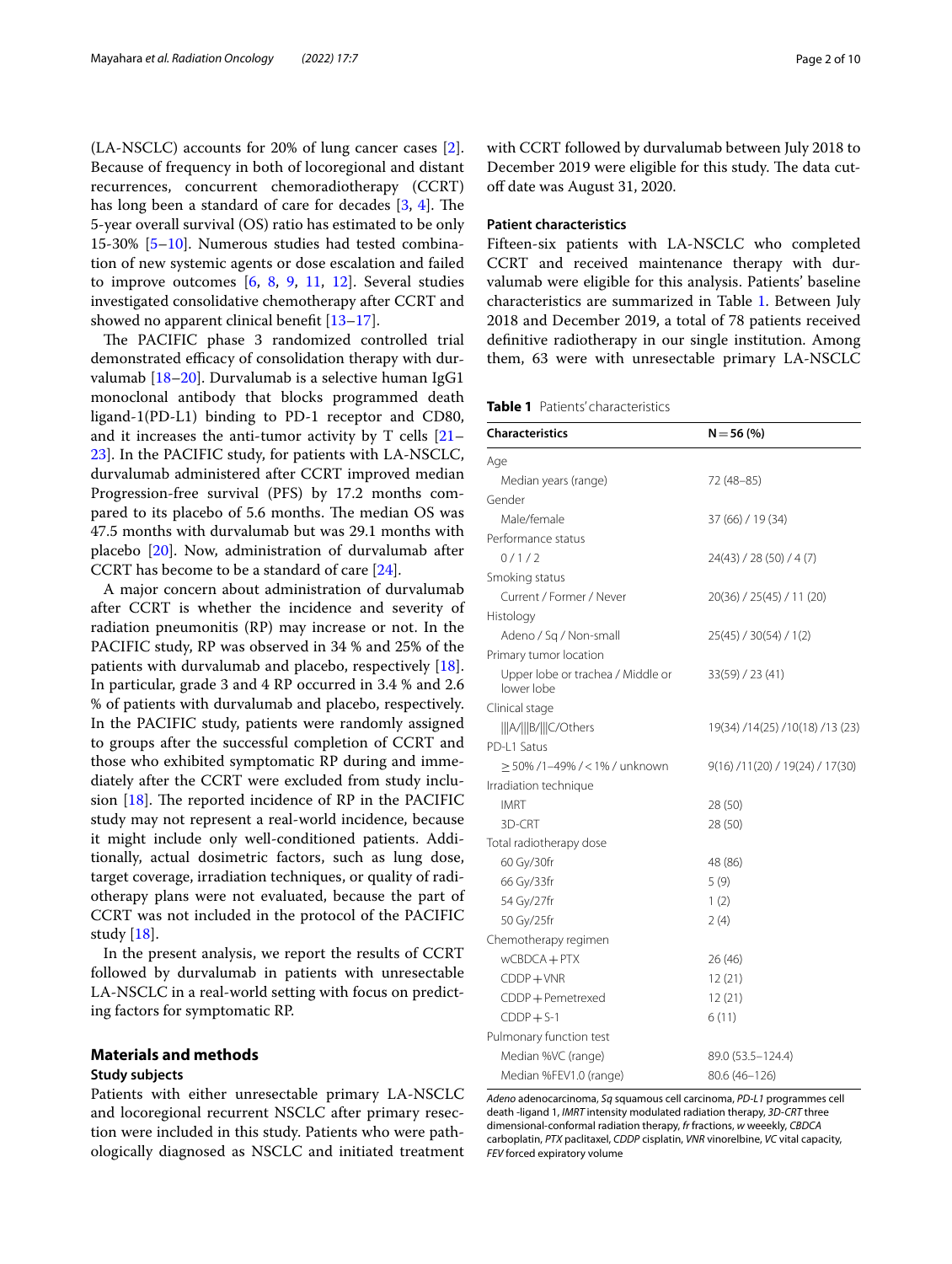(LA-NSCLC) accounts for 20% of lung cancer cases [2]. Because of frequency in both of locoregional and distant recurrences, concurrent chemoradiotherapy (CCRT) has long been a standard of care for decades [3, 4]. The 5-year overall survival (OS) ratio has estimated to be only 15-30% [5–10]. Numerous studies had tested combination of new systemic agents or dose escalation and failed to improve outcomes [6, 8, 9, 11, 12]. Several studies investigated consolidative chemotherapy after CCRT and showed no apparent clinical benefit [13–17].

The PACIFIC phase 3 randomized controlled trial demonstrated efficacy of consolidation therapy with durvalumab [18–20]. Durvalumab is a selective human IgG1 monoclonal antibody that blocks programmed death ligand-1(PD-L1) binding to PD-1 receptor and CD80, and it increases the anti-tumor activity by T cells [21–23]. In the PACIFIC study, for patients with LA-NSCLC, durvalumab administered after CCRT improved median Progression-free survival (PFS) by 17.2 months compared to its placebo of 5.6 months. The median OS was 47.5 months with durvalumab but was 29.1 months with placebo [20]. Now, administration of durvalumab after CCRT has become to be a standard of care [24].

A major concern about administration of durvalumab after CCRT is whether the incidence and severity of radiation pneumonitis (RP) may increase or not. In the PACIFIC study, RP was observed in 34 % and 25% of the patients with durvalumab and placebo, respectively [18]. In particular, grade 3 and 4 RP occurred in 3.4 % and 2.6 % of patients with durvalumab and placebo, respectively. In the PACIFIC study, patients were randomly assigned to groups after the successful completion of CCRT and those who exhibited symptomatic RP during and immediately after the CCRT were excluded from study inclusion [18]. The reported incidence of RP in the PACIFIC study may not represent a real-world incidence, because it might include only well-conditioned patients. Additionally, actual dosimetric factors, such as lung dose, target coverage, irradiation techniques, or quality of radiotherapy plans were not evaluated, because the part of CCRT was not included in the protocol of the PACIFIC study [18].

In the present analysis, we report the results of CCRT followed by durvalumab in patients with unresectable LA-NSCLC in a real-world setting with focus on predicting factors for symptomatic RP.

## Materials and methods

### Study subjects

Patients with either unresectable primary LA-NSCLC and locoregional recurrent NSCLC after primary resection were included in this study. Patients who were pathologically diagnosed as NSCLC and initiated treatment with CCRT followed by durvalumab between July 2018 to December 2019 were eligible for this study. The data cut-off date was August 31, 2020.

### Patient characteristics

Fifteen-six patients with LA-NSCLC who completed CCRT and received maintenance therapy with durvalumab were eligible for this analysis. Patients' baseline characteristics are summarized in Table 1. Between July 2018 and December 2019, a total of 78 patients received definitive radiotherapy in our single institution. Among them, 63 were with unresectable primary LA-NSCLC

**Table 1** Patients' characteristics

| Characteristics | N = 56 (%) |
|---|---|
| Age | |
| Median years (range) | 72 (48–85) |
| Gender | |
| Male/female | 37 (66) / 19 (34) |
| Performance status | |
| 0 / 1 / 2 | 24(43) / 28 (50) / 4 (7) |
| Smoking status | |
| Current / Former / Never | 20(36) / 25(45) / 11 (20) |
| Histology | |
| Adeno / Sq / Non-small | 25(45) / 30(54) / 1(2) |
| Primary tumor location | |
| Upper lobe or trachea / Middle or lower lobe | 33(59) / 23 (41) |
| Clinical stage | |
| IIIA/IIIB/IIIC/Others | 19(34) /14(25) /10(18) /13 (23) |
| PD-L1 Satus | |
| ≥ 50% /1–49% / < 1% / unknown | 9(16) /11(20) / 19(24) / 17(30) |
| Irradiation technique | |
| IMRT | 28 (50) |
| 3D-CRT | 28 (50) |
| Total radiotherapy dose | |
| 60 Gy/30fr | 48 (86) |
| 66 Gy/33fr | 5 (9) |
| 54 Gy/27fr | 1 (2) |
| 50 Gy/25fr | 2 (4) |
| Chemotherapy regimen | |
| wCBDCA + PTX | 26 (46) |
| CDDP + VNR | 12 (21) |
| CDDP + Pemetrexed | 12 (21) |
| CDDP + S-1 | 6 (11) |
| Pulmonary function test | |
| Median %VC (range) | 89.0 (53.5–124.4) |
| Median %FEV1.0 (range) | 80.6 (46–126) |

*Adeno* adenocarcinoma, *Sq* squamous cell carcinoma, *PD-L1* programmes cell death -ligand 1, *IMRT* intensity modulated radiation therapy, *3D-CRT* three dimensional-conformal radiation therapy, *fr* fractions, *w* weeekly, *CBDCA* carboplatin, *PTX* paclitaxel, *CDDP* cisplatin, *VNR* vinorelbine, *VC* vital capacity, *FEV* forced expiratory volume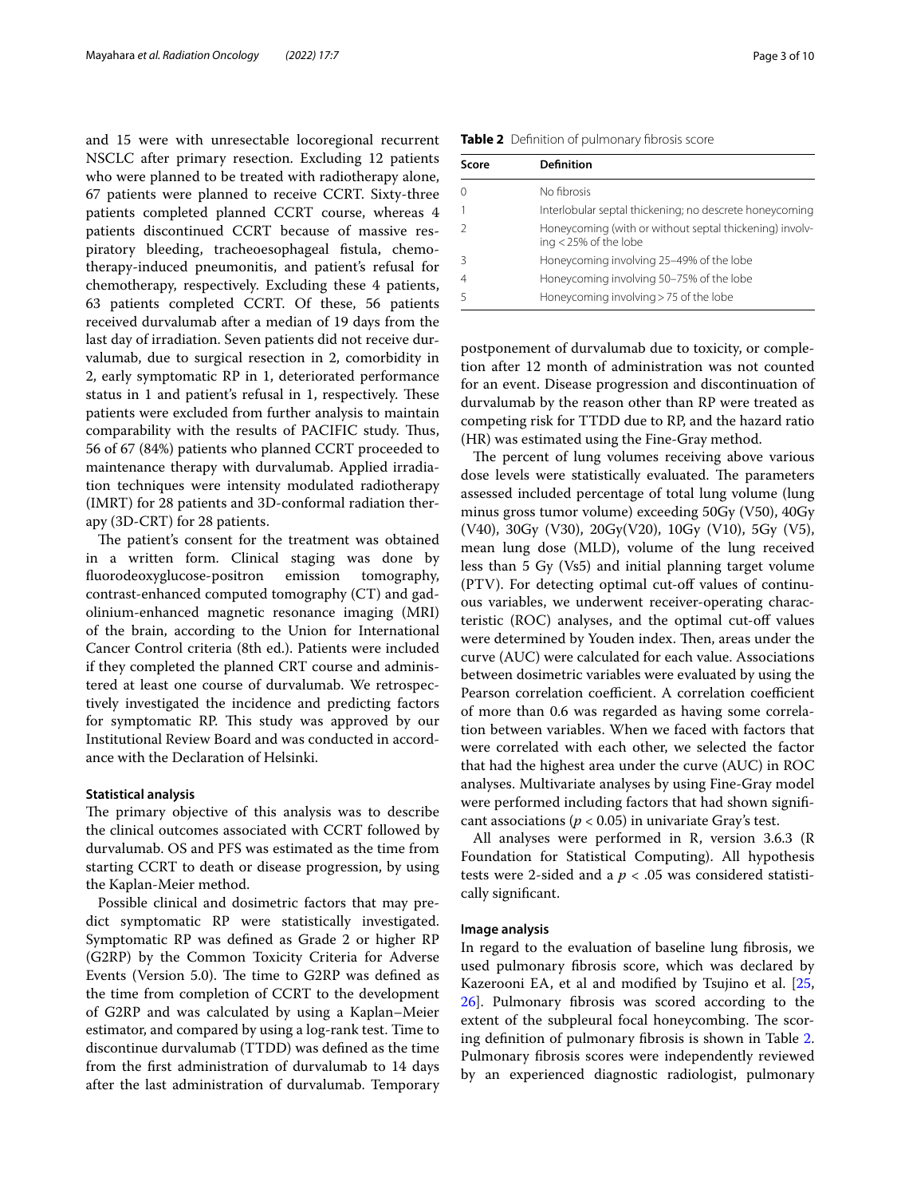and 15 were with unresectable locoregional recurrent NSCLC after primary resection. Excluding 12 patients who were planned to be treated with radiotherapy alone, 67 patients were planned to receive CCRT. Sixty-three patients completed planned CCRT course, whereas 4 patients discontinued CCRT because of massive respiratory bleeding, tracheoesophageal fistula, chemotherapy-induced pneumonitis, and patient's refusal for chemotherapy, respectively. Excluding these 4 patients, 63 patients completed CCRT. Of these, 56 patients received durvalumab after a median of 19 days from the last day of irradiation. Seven patients did not receive durvalumab, due to surgical resection in 2, comorbidity in 2, early symptomatic RP in 1, deteriorated performance status in 1 and patient's refusal in 1, respectively. These patients were excluded from further analysis to maintain comparability with the results of PACIFIC study. Thus, 56 of 67 (84%) patients who planned CCRT proceeded to maintenance therapy with durvalumab. Applied irradiation techniques were intensity modulated radiotherapy (IMRT) for 28 patients and 3D-conformal radiation therapy (3D-CRT) for 28 patients.

The patient's consent for the treatment was obtained in a written form. Clinical staging was done by fluorodeoxyglucose-positron emission tomography, contrast-enhanced computed tomography (CT) and gadolinium-enhanced magnetic resonance imaging (MRI) of the brain, according to the Union for International Cancer Control criteria (8th ed.). Patients were included if they completed the planned CRT course and administered at least one course of durvalumab. We retrospectively investigated the incidence and predicting factors for symptomatic RP. This study was approved by our Institutional Review Board and was conducted in accordance with the Declaration of Helsinki.

### Statistical analysis

The primary objective of this analysis was to describe the clinical outcomes associated with CCRT followed by durvalumab. OS and PFS was estimated as the time from starting CCRT to death or disease progression, by using the Kaplan-Meier method.

Possible clinical and dosimetric factors that may predict symptomatic RP were statistically investigated. Symptomatic RP was defined as Grade 2 or higher RP (G2RP) by the Common Toxicity Criteria for Adverse Events (Version 5.0). The time to G2RP was defined as the time from completion of CCRT to the development of G2RP and was calculated by using a Kaplan–Meier estimator, and compared by using a log-rank test. Time to discontinue durvalumab (TTDD) was defined as the time from the first administration of durvalumab to 14 days after the last administration of durvalumab. Temporary postponement of durvalumab due to toxicity, or completion after 12 month of administration was not counted for an event. Disease progression and discontinuation of durvalumab by the reason other than RP were treated as competing risk for TTDD due to RP, and the hazard ratio (HR) was estimated using the Fine-Gray method.

The percent of lung volumes receiving above various dose levels were statistically evaluated. The parameters assessed included percentage of total lung volume (lung minus gross tumor volume) exceeding 50Gy (V50), 40Gy (V40), 30Gy (V30), 20Gy(V20), 10Gy (V10), 5Gy (V5), mean lung dose (MLD), volume of the lung received less than 5 Gy (Vs5) and initial planning target volume (PTV). For detecting optimal cut-off values of continuous variables, we underwent receiver-operating characteristic (ROC) analyses, and the optimal cut-off values were determined by Youden index. Then, areas under the curve (AUC) were calculated for each value. Associations between dosimetric variables were evaluated by using the Pearson correlation coefficient. A correlation coefficient of more than 0.6 was regarded as having some correlation between variables. When we faced with factors that were correlated with each other, we selected the factor that had the highest area under the curve (AUC) in ROC analyses. Multivariate analyses by using Fine-Gray model were performed including factors that had shown significant associations ($p < 0.05$) in univariate Gray's test.

All analyses were performed in R, version 3.6.3 (R Foundation for Statistical Computing). All hypothesis tests were 2-sided and a $p < .05$ was considered statistically significant.

### Image analysis

In regard to the evaluation of baseline lung fibrosis, we used pulmonary fibrosis score, which was declared by Kazerooni EA, et al and modified by Tsujino et al. [25, 26]. Pulmonary fibrosis was scored according to the extent of the subpleural focal honeycombing. The scoring definition of pulmonary fibrosis is shown in Table 2. Pulmonary fibrosis scores were independently reviewed by an experienced diagnostic radiologist, pulmonary

**Table 2** Definition of pulmonary fibrosis score

| Score | Definition |
|---|---|
| 0 | No fibrosis |
| 1 | Interlobular septal thickening; no descrete honeycoming |
| 2 | Honeycoming (with or without septal thickening) involving < 25% of the lobe |
| 3 | Honeycoming involving 25–49% of the lobe |
| 4 | Honeycoming involving 50–75% of the lobe |
| 5 | Honeycoming involving > 75 of the lobe |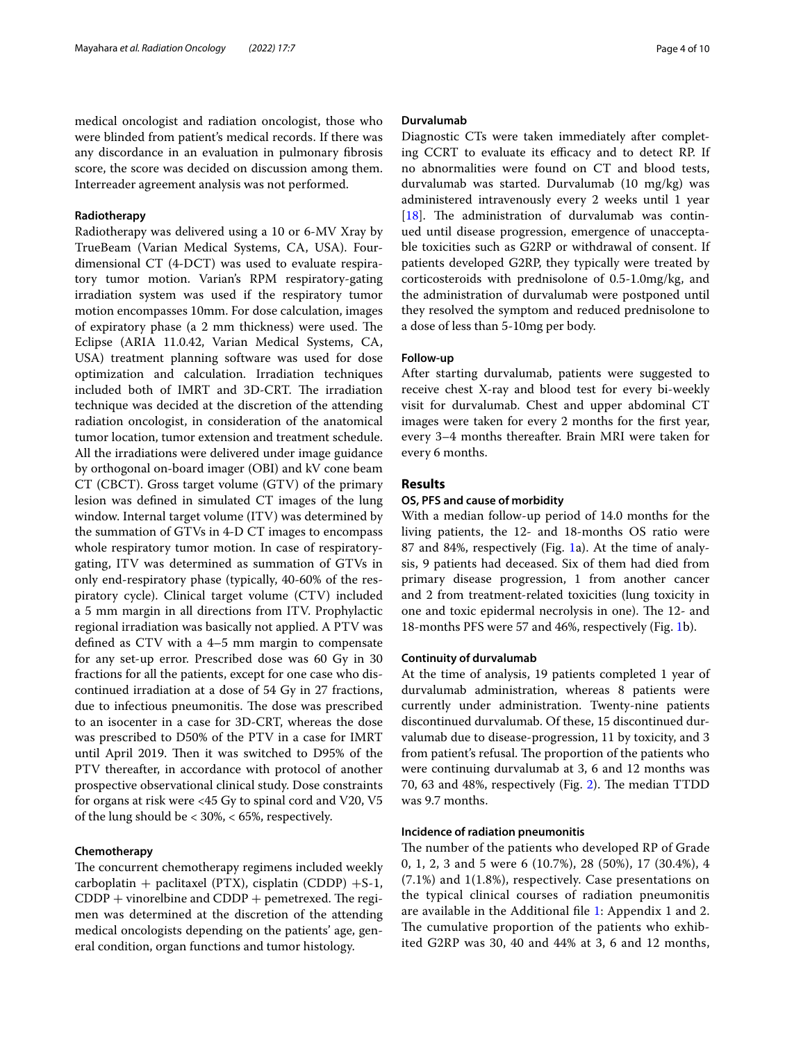medical oncologist and radiation oncologist, those who were blinded from patient's medical records. If there was any discordance in an evaluation in pulmonary fibrosis score, the score was decided on discussion among them. Interreader agreement analysis was not performed.

### Radiotherapy

Radiotherapy was delivered using a 10 or 6-MV Xray by TrueBeam (Varian Medical Systems, CA, USA). Four-dimensional CT (4-DCT) was used to evaluate respiratory tumor motion. Varian's RPM respiratory-gating irradiation system was used if the respiratory tumor motion encompasses 10mm. For dose calculation, images of expiratory phase (a 2 mm thickness) were used. The Eclipse (ARIA 11.0.42, Varian Medical Systems, CA, USA) treatment planning software was used for dose optimization and calculation. Irradiation techniques included both of IMRT and 3D-CRT. The irradiation technique was decided at the discretion of the attending radiation oncologist, in consideration of the anatomical tumor location, tumor extension and treatment schedule. All the irradiations were delivered under image guidance by orthogonal on-board imager (OBI) and kV cone beam CT (CBCT). Gross target volume (GTV) of the primary lesion was defined in simulated CT images of the lung window. Internal target volume (ITV) was determined by the summation of GTVs in 4-D CT images to encompass whole respiratory tumor motion. In case of respiratory-gating, ITV was determined as summation of GTVs in only end-respiratory phase (typically, 40-60% of the respiratory cycle). Clinical target volume (CTV) included a 5 mm margin in all directions from ITV. Prophylactic regional irradiation was basically not applied. A PTV was defined as CTV with a 4–5 mm margin to compensate for any set-up error. Prescribed dose was 60 Gy in 30 fractions for all the patients, except for one case who discontinued irradiation at a dose of 54 Gy in 27 fractions, due to infectious pneumonitis. The dose was prescribed to an isocenter in a case for 3D-CRT, whereas the dose was prescribed to D50% of the PTV in a case for IMRT until April 2019. Then it was switched to D95% of the PTV thereafter, in accordance with protocol of another prospective observational clinical study. Dose constraints for organs at risk were <45 Gy to spinal cord and V20, V5 of the lung should be < 30%, < 65%, respectively.

### Chemotherapy

The concurrent chemotherapy regimens included weekly carboplatin + paclitaxel (PTX), cisplatin (CDDP) +S-1, CDDP + vinorelbine and CDDP + pemetrexed. The regimen was determined at the discretion of the attending medical oncologists depending on the patients' age, general condition, organ functions and tumor histology.

### Durvalumab

Diagnostic CTs were taken immediately after completing CCRT to evaluate its efficacy and to detect RP. If no abnormalities were found on CT and blood tests, durvalumab was started. Durvalumab (10 mg/kg) was administered intravenously every 2 weeks until 1 year [18]. The administration of durvalumab was continued until disease progression, emergence of unacceptable toxicities such as G2RP or withdrawal of consent. If patients developed G2RP, they typically were treated by corticosteroids with prednisolone of 0.5-1.0mg/kg, and the administration of durvalumab were postponed until they resolved the symptom and reduced prednisolone to a dose of less than 5-10mg per body.

### Follow-up

After starting durvalumab, patients were suggested to receive chest X-ray and blood test for every bi-weekly visit for durvalumab. Chest and upper abdominal CT images were taken for every 2 months for the first year, every 3–4 months thereafter. Brain MRI were taken for every 6 months.

## Results

### OS, PFS and cause of morbidity

With a median follow-up period of 14.0 months for the living patients, the 12- and 18-months OS ratio were 87 and 84%, respectively (Fig. 1a). At the time of analysis, 9 patients had deceased. Six of them had died from primary disease progression, 1 from another cancer and 2 from treatment-related toxicities (lung toxicity in one and toxic epidermal necrolysis in one). The 12- and 18-months PFS were 57 and 46%, respectively (Fig. 1b).

### Continuity of durvalumab

At the time of analysis, 19 patients completed 1 year of durvalumab administration, whereas 8 patients were currently under administration. Twenty-nine patients discontinued durvalumab. Of these, 15 discontinued durvalumab due to disease-progression, 11 by toxicity, and 3 from patient's refusal. The proportion of the patients who were continuing durvalumab at 3, 6 and 12 months was 70, 63 and 48%, respectively (Fig. 2). The median TTDD was 9.7 months.

### Incidence of radiation pneumonitis

The number of the patients who developed RP of Grade 0, 1, 2, 3 and 5 were 6 (10.7%), 28 (50%), 17 (30.4%), 4 (7.1%) and 1(1.8%), respectively. Case presentations on the typical clinical courses of radiation pneumonitis are available in the Additional file 1: Appendix 1 and 2. The cumulative proportion of the patients who exhibited G2RP was 30, 40 and 44% at 3, 6 and 12 months,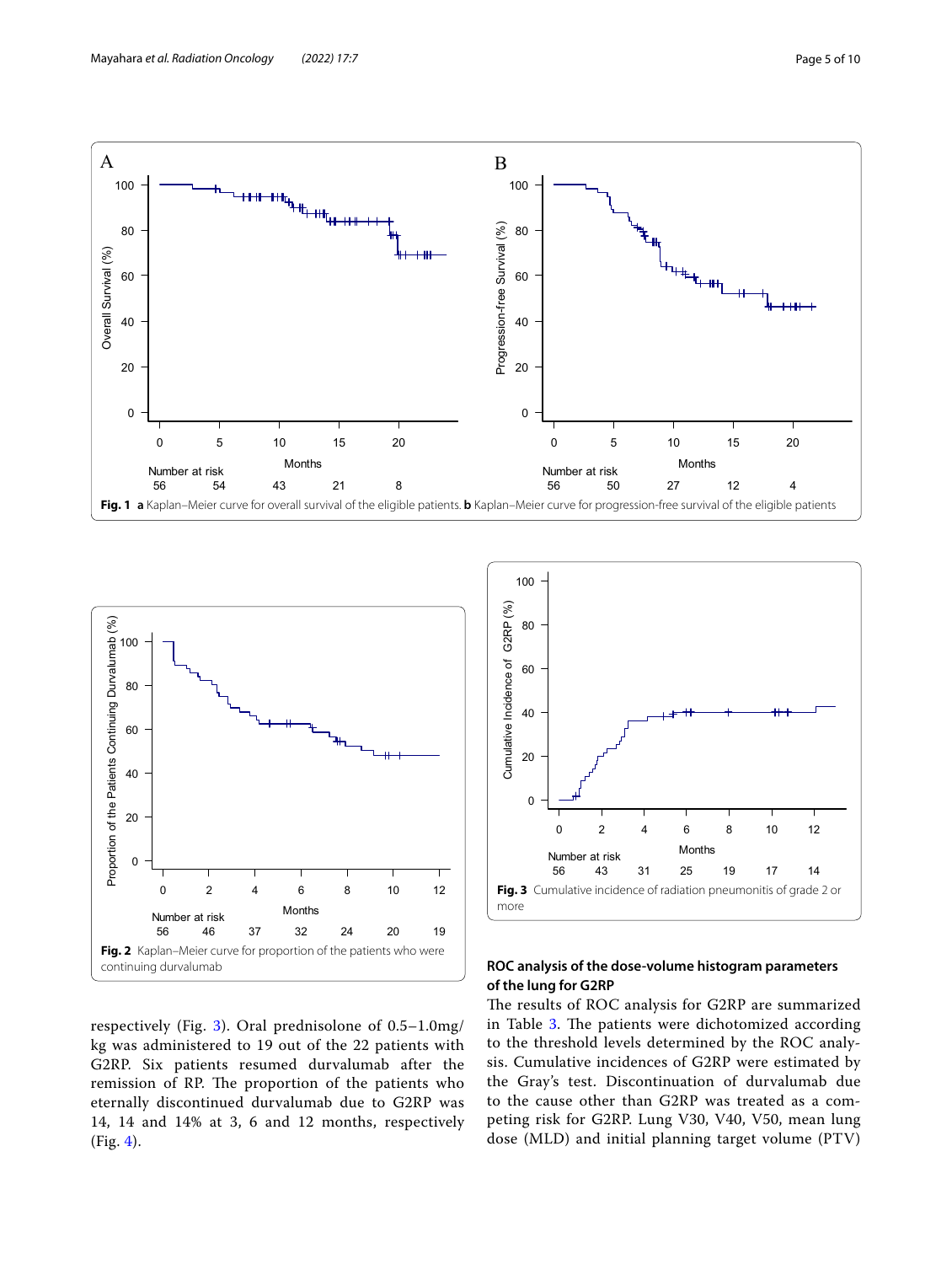Fig. 1 **a** Kaplan–Meier curve for overall survival of the eligible patients. **b** Kaplan–Meier curve for progression-free survival of the eligible patients

Fig. 2 Kaplan–Meier curve for proportion of the patients who were continuing durvalumab

Fig. 3 Cumulative incidence of radiation pneumonitis of grade 2 or more

respectively (Fig. 3). Oral prednisolone of 0.5–1.0mg/kg was administered to 19 out of the 22 patients with G2RP. Six patients resumed durvalumab after the remission of RP. The proportion of the patients who eternally discontinued durvalumab due to G2RP was 14, 14 and 14% at 3, 6 and 12 months, respectively (Fig. 4).

### ROC analysis of the dose-volume histogram parameters of the lung for G2RP

The results of ROC analysis for G2RP are summarized in Table 3. The patients were dichotomized according to the threshold levels determined by the ROC analysis. Cumulative incidences of G2RP were estimated by the Gray's test. Discontinuation of durvalumab due to the cause other than G2RP was treated as a competing risk for G2RP. Lung V30, V40, V50, mean lung dose (MLD) and initial planning target volume (PTV)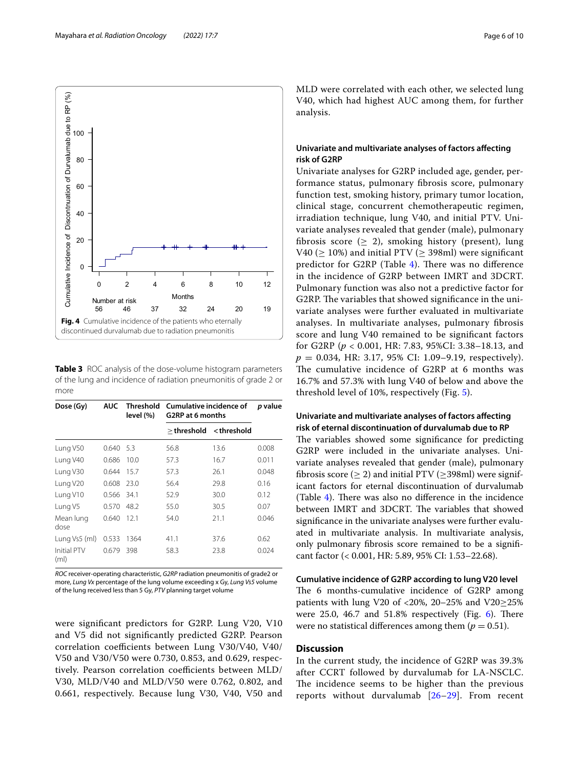Fig. 4 Cumulative incidence of the patients who eternally discontinued durvalumab due to radiation pneumonitis

**Table 3** ROC analysis of the dose-volume histogram parameters of the lung and incidence of radiation pneumonitis of grade 2 or more

| Dose (Gy) | AUC | Threshold level (%) | Cumulative incidence of G2RP at 6 months | | *p* value |
|---|---|---|---|---|---|
| | | | ≥ threshold | < threshold | |
| Lung V50 | 0.640 | 5.3 | 56.8 | 13.6 | 0.008 |
| Lung V40 | 0.686 | 10.0 | 57.3 | 16.7 | 0.011 |
| Lung V30 | 0.644 | 15.7 | 57.3 | 26.1 | 0.048 |
| Lung V20 | 0.608 | 23.0 | 56.4 | 29.8 | 0.16 |
| Lung V10 | 0.566 | 34.1 | 52.9 | 30.0 | 0.12 |
| Lung V5 | 0.570 | 48.2 | 55.0 | 30.5 | 0.07 |
| Mean lung dose | 0.640 | 12.1 | 54.0 | 21.1 | 0.046 |
| Lung Vs5 (ml) | 0.533 | 1364 | 41.1 | 37.6 | 0.62 |
| Initial PTV (ml) | 0.679 | 398 | 58.3 | 23.8 | 0.024 |

*ROC* receiver-operating characteristic, *G2RP* radiation pneumonitis of grade2 or more, *Lung Vx* percentage of the lung volume exceeding x Gy, *Lung Vs5* volume of the lung received less than 5 Gy, *PTV* planning target volume

were significant predictors for G2RP. Lung V20, V10 and V5 did not significantly predicted G2RP. Pearson correlation coefficients between Lung V30/V40, V40/V50 and V30/V50 were 0.730, 0.853, and 0.629, respectively. Pearson correlation coefficients between MLD/V30, MLD/V40 and MLD/V50 were 0.762, 0.802, and 0.661, respectively. Because lung V30, V40, V50 and MLD were correlated with each other, we selected lung V40, which had highest AUC among them, for further analysis.

### Univariate and multivariate analyses of factors affecting risk of G2RP

Univariate analyses for G2RP included age, gender, performance status, pulmonary fibrosis score, pulmonary function test, smoking history, primary tumor location, clinical stage, concurrent chemotherapeutic regimen, irradiation technique, lung V40, and initial PTV. Univariate analyses revealed that gender (male), pulmonary fibrosis score (≥ 2), smoking history (present), lung V40 (≥ 10%) and initial PTV (≥ 398ml) were significant predictor for G2RP (Table 4). There was no difference in the incidence of G2RP between IMRT and 3DCRT. Pulmonary function was also not a predictive factor for G2RP. The variables that showed significance in the univariate analyses were further evaluated in multivariate analyses. In multivariate analyses, pulmonary fibrosis score and lung V40 remained to be significant factors for G2RP ($p < 0.001$, HR: 7.83, 95%CI: 3.38–18.13, and $p = 0.034$, HR: 3.17, 95% CI: 1.09–9.19, respectively). The cumulative incidence of G2RP at 6 months was 16.7% and 57.3% with lung V40 of below and above the threshold level of 10%, respectively (Fig. 5).

### Univariate and multivariate analyses of factors affecting risk of eternal discontinuation of durvalumab due to RP

The variables showed some significance for predicting G2RP were included in the univariate analyses. Univariate analyses revealed that gender (male), pulmonary fibrosis score (≥ 2) and initial PTV (≥398ml) were significant factors for eternal discontinuation of durvalumab (Table 4). There was also no difference in the incidence between IMRT and 3DCRT. The variables that showed significance in the univariate analyses were further evaluated in multivariate analysis. In multivariate analysis, only pulmonary fibrosis score remained to be a significant factor (< 0.001, HR: 5.89, 95% CI: 1.53–22.68).

### Cumulative incidence of G2RP according to lung V20 level

The 6 months-cumulative incidence of G2RP among patients with lung V20 of <20%, 20–25% and V20≥25% were 25.0, 46.7 and 51.8% respectively (Fig. 6). There were no statistical differences among them ($p = 0.51$).

## Discussion

In the current study, the incidence of G2RP was 39.3% after CCRT followed by durvalumab for LA-NSCLC. The incidence seems to be higher than the previous reports without durvalumab [26–29]. From recent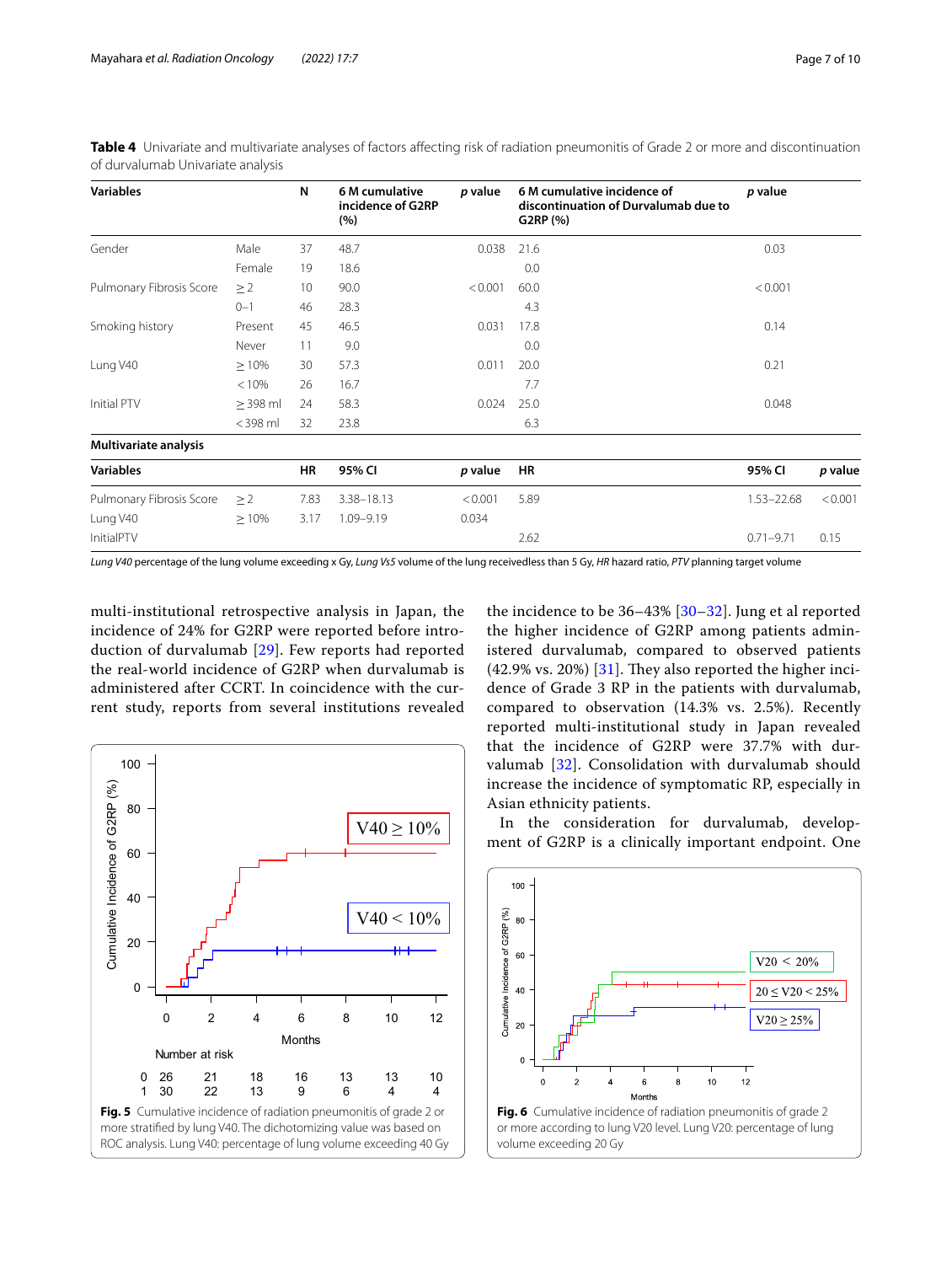**Table 4** Univariate and multivariate analyses of factors affecting risk of radiation pneumonitis of Grade 2 or more and discontinuation of durvalumab Univariate analysis

| Variables | | N | 6 M cumulative incidence of G2RP (%) | p value | 6 M cumulative incidence of discontinuation of Durvalumab due to G2RP (%) | p value | |
|---|---|---|---|---|---|---|---|
| Gender | Male | 37 | 48.7 | 0.038 | 21.6 | 0.03 | |
| | Female | 19 | 18.6 | | 0.0 | | |
| Pulmonary Fibrosis Score | ≥ 2 | 10 | 90.0 | < 0.001 | 60.0 | < 0.001 | |
| | 0–1 | 46 | 28.3 | | 4.3 | | |
| Smoking history | Present | 45 | 46.5 | 0.031 | 17.8 | 0.14 | |
| | Never | 11 | 9.0 | | 0.0 | | |
| Lung V40 | ≥ 10% | 30 | 57.3 | 0.011 | 20.0 | 0.21 | |
| | < 10% | 26 | 16.7 | | 7.7 | | |
| Initial PTV | ≥ 398 ml | 24 | 58.3 | 0.024 | 25.0 | 0.048 | |
| | < 398 ml | 32 | 23.8 | | 6.3 | | |
| **Multivariate analysis** | | | | | | | |
| **Variables** | | **HR** | **95% CI** | **p value** | **HR** | **95% CI** | **p value** |
| Pulmonary Fibrosis Score | ≥ 2 | 7.83 | 3.38–18.13 | < 0.001 | 5.89 | 1.53–22.68 | < 0.001 |
| Lung V40 | ≥ 10% | 3.17 | 1.09–9.19 | 0.034 | | | |
| InitialPTV | | | | | 2.62 | 0.71–9.71 | 0.15 |

*Lung V40* percentage of the lung volume exceeding x Gy, *Lung Vs5* volume of the lung receivedless than 5 Gy, *HR* hazard ratio, *PTV* planning target volume

multi-institutional retrospective analysis in Japan, the incidence of 24% for G2RP were reported before introduction of durvalumab [29]. Few reports had reported the real-world incidence of G2RP when durvalumab is administered after CCRT. In coincidence with the current study, reports from several institutions revealed the incidence to be 36–43% [30–32]. Jung et al reported the higher incidence of G2RP among patients administered durvalumab, compared to observed patients (42.9% vs. 20%) [31]. They also reported the higher incidence of Grade 3 RP in the patients with durvalumab, compared to observation (14.3% vs. 2.5%). Recently reported multi-institutional study in Japan revealed that the incidence of G2RP were 37.7% with durvalumab [32]. Consolidation with durvalumab should increase the incidence of symptomatic RP, especially in Asian ethnicity patients.

In the consideration for durvalumab, development of G2RP is a clinically important endpoint. One

**Fig. 5** Cumulative incidence of radiation pneumonitis of grade 2 or more stratified by lung V40. The dichotomizing value was based on ROC analysis. Lung V40: percentage of lung volume exceeding 40 Gy

**Fig. 6** Cumulative incidence of radiation pneumonitis of grade 2 or more according to lung V20 level. Lung V20: percentage of lung volume exceeding 20 Gy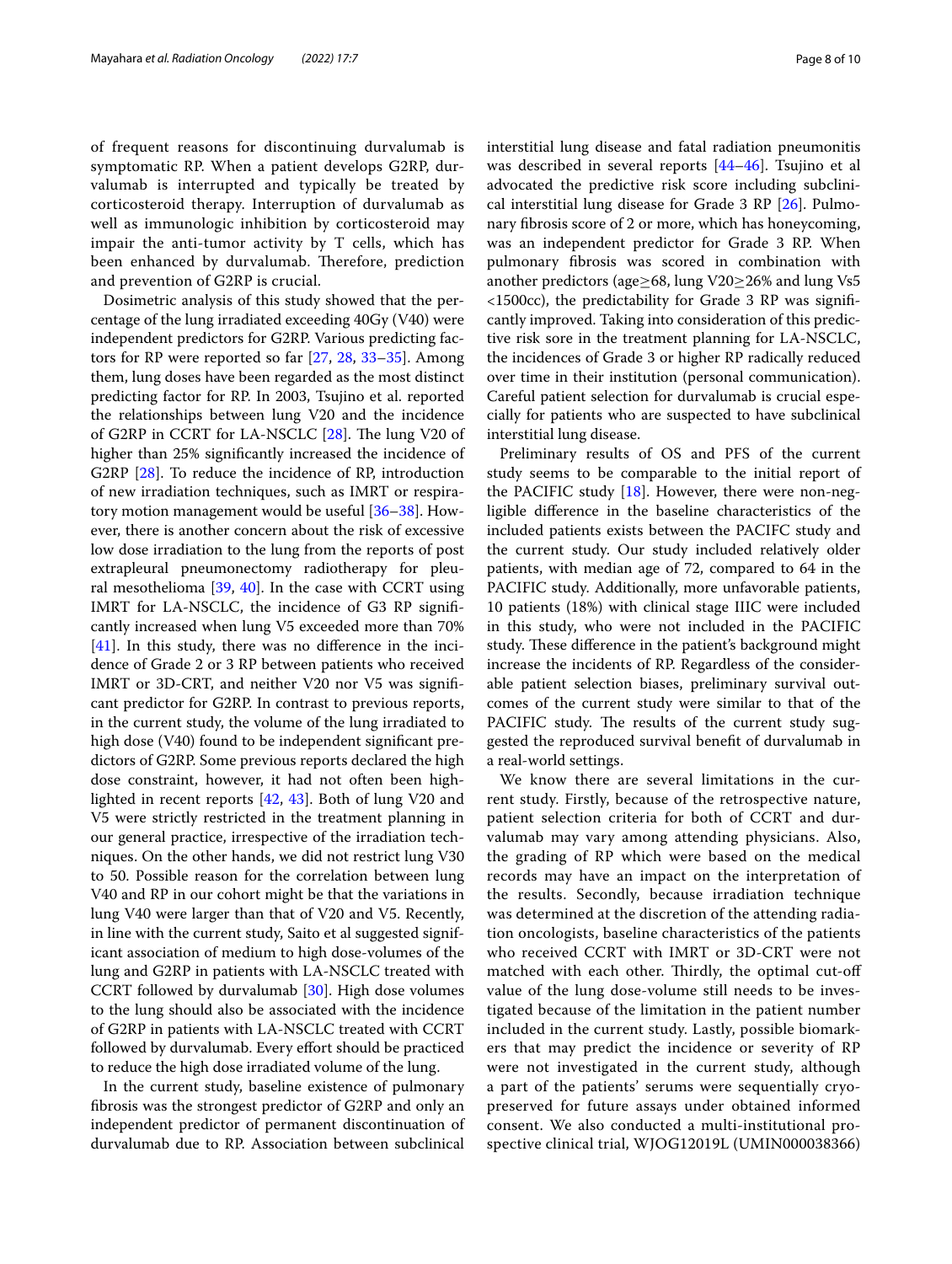of frequent reasons for discontinuing durvalumab is symptomatic RP. When a patient develops G2RP, durvalumab is interrupted and typically be treated by corticosteroid therapy. Interruption of durvalumab as well as immunologic inhibition by corticosteroid may impair the anti-tumor activity by T cells, which has been enhanced by durvalumab. Therefore, prediction and prevention of G2RP is crucial.

Dosimetric analysis of this study showed that the percentage of the lung irradiated exceeding 40Gy (V40) were independent predictors for G2RP. Various predicting factors for RP were reported so far [27, 28, 33–35]. Among them, lung doses have been regarded as the most distinct predicting factor for RP. In 2003, Tsujino et al. reported the relationships between lung V20 and the incidence of G2RP in CCRT for LA-NSCLC [28]. The lung V20 of higher than 25% significantly increased the incidence of G2RP [28]. To reduce the incidence of RP, introduction of new irradiation techniques, such as IMRT or respiratory motion management would be useful [36–38]. However, there is another concern about the risk of excessive low dose irradiation to the lung from the reports of post extrapleural pneumonectomy radiotherapy for pleural mesothelioma [39, 40]. In the case with CCRT using IMRT for LA-NSCLC, the incidence of G3 RP significantly increased when lung V5 exceeded more than 70% [41]. In this study, there was no difference in the incidence of Grade 2 or 3 RP between patients who received IMRT or 3D-CRT, and neither V20 nor V5 was significant predictor for G2RP. In contrast to previous reports, in the current study, the volume of the lung irradiated to high dose (V40) found to be independent significant predictors of G2RP. Some previous reports declared the high dose constraint, however, it had not often been highlighted in recent reports [42, 43]. Both of lung V20 and V5 were strictly restricted in the treatment planning in our general practice, irrespective of the irradiation techniques. On the other hands, we did not restrict lung V30 to 50. Possible reason for the correlation between lung V40 and RP in our cohort might be that the variations in lung V40 were larger than that of V20 and V5. Recently, in line with the current study, Saito et al suggested significant association of medium to high dose-volumes of the lung and G2RP in patients with LA-NSCLC treated with CCRT followed by durvalumab [30]. High dose volumes to the lung should also be associated with the incidence of G2RP in patients with LA-NSCLC treated with CCRT followed by durvalumab. Every effort should be practiced to reduce the high dose irradiated volume of the lung.

In the current study, baseline existence of pulmonary fibrosis was the strongest predictor of G2RP and only an independent predictor of permanent discontinuation of durvalumab due to RP. Association between subclinical interstitial lung disease and fatal radiation pneumonitis was described in several reports [44–46]. Tsujino et al advocated the predictive risk score including subclinical interstitial lung disease for Grade 3 RP [26]. Pulmonary fibrosis score of 2 or more, which has honeycoming, was an independent predictor for Grade 3 RP. When pulmonary fibrosis was scored in combination with another predictors (age≥68, lung V20≥26% and lung Vs5 <1500cc), the predictability for Grade 3 RP was significantly improved. Taking into consideration of this predictive risk sore in the treatment planning for LA-NSCLC, the incidences of Grade 3 or higher RP radically reduced over time in their institution (personal communication). Careful patient selection for durvalumab is crucial especially for patients who are suspected to have subclinical interstitial lung disease.

Preliminary results of OS and PFS of the current study seems to be comparable to the initial report of the PACIFIC study [18]. However, there were non-negligible difference in the baseline characteristics of the included patients exists between the PACIFC study and the current study. Our study included relatively older patients, with median age of 72, compared to 64 in the PACIFIC study. Additionally, more unfavorable patients, 10 patients (18%) with clinical stage IIIC were included in this study, who were not included in the PACIFIC study. These difference in the patient's background might increase the incidents of RP. Regardless of the considerable patient selection biases, preliminary survival outcomes of the current study were similar to that of the PACIFIC study. The results of the current study suggested the reproduced survival benefit of durvalumab in a real-world settings.

We know there are several limitations in the current study. Firstly, because of the retrospective nature, patient selection criteria for both of CCRT and durvalumab may vary among attending physicians. Also, the grading of RP which were based on the medical records may have an impact on the interpretation of the results. Secondly, because irradiation technique was determined at the discretion of the attending radiation oncologists, baseline characteristics of the patients who received CCRT with IMRT or 3D-CRT were not matched with each other. Thirdly, the optimal cut-off value of the lung dose-volume still needs to be investigated because of the limitation in the patient number included in the current study. Lastly, possible biomarkers that may predict the incidence or severity of RP were not investigated in the current study, although a part of the patients' serums were sequentially cryopreserved for future assays under obtained informed consent. We also conducted a multi-institutional prospective clinical trial, WJOG12019L (UMIN000038366)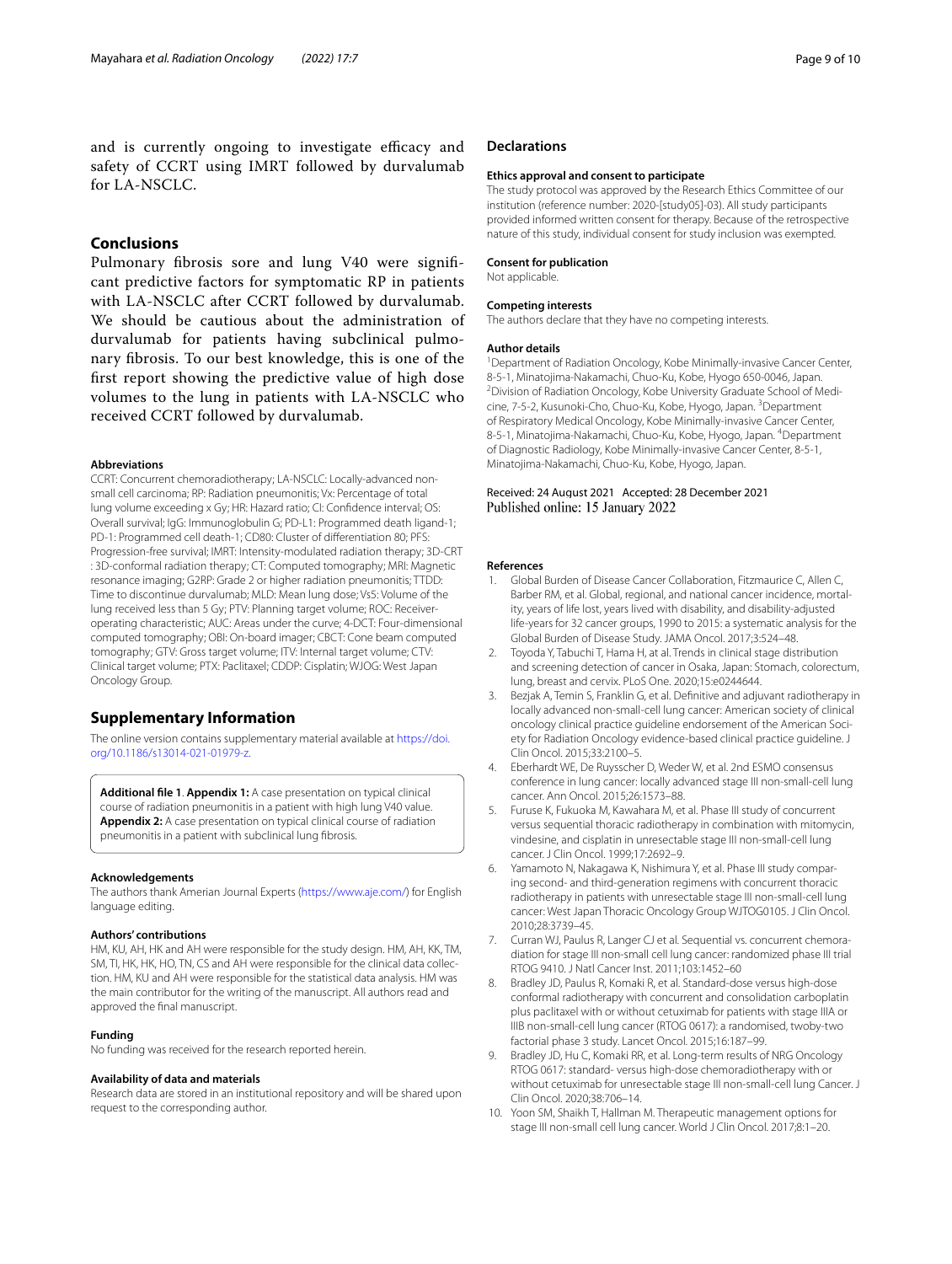and is currently ongoing to investigate efficacy and safety of CCRT using IMRT followed by durvalumab for LA-NSCLC.

## Conclusions

Pulmonary fibrosis sore and lung V40 were significant predictive factors for symptomatic RP in patients with LA-NSCLC after CCRT followed by durvalumab. We should be cautious about the administration of durvalumab for patients having subclinical pulmonary fibrosis. To our best knowledge, this is one of the first report showing the predictive value of high dose volumes to the lung in patients with LA-NSCLC who received CCRT followed by durvalumab.

#### Abbreviations

CCRT: Concurrent chemoradiotherapy; LA-NSCLC: Locally-advanced non-small cell carcinoma; RP: Radiation pneumonitis; Vx: Percentage of total lung volume exceeding x Gy; HR: Hazard ratio; CI: Confidence interval; OS: Overall survival; IgG: Immunoglobulin G; PD-L1: Programmed death ligand-1; PD-1: Programmed cell death-1; CD80: Cluster of differentiation 80; PFS: Progression-free survival; IMRT: Intensity-modulated radiation therapy; 3D-CRT : 3D-conformal radiation therapy; CT: Computed tomography; MRI: Magnetic resonance imaging; G2RP: Grade 2 or higher radiation pneumonitis; TTDD: Time to discontinue durvalumab; MLD: Mean lung dose; Vs5: Volume of the lung received less than 5 Gy; PTV: Planning target volume; ROC: Receiver-operating characteristic; AUC: Areas under the curve; 4-DCT: Four-dimensional computed tomography; OBI: On-board imager; CBCT: Cone beam computed tomography; GTV: Gross target volume; ITV: Internal target volume; CTV: Clinical target volume; PTX: Paclitaxel; CDDP: Cisplatin; WJOG: West Japan Oncology Group.

## Supplementary Information

The online version contains supplementary material available at https://doi.org/10.1186/s13014-021-01979-z.

**Additional file 1**. **Appendix 1:** A case presentation on typical clinical course of radiation pneumonitis in a patient with high lung V40 value. **Appendix 2:** A case presentation on typical clinical course of radiation pneumonitis in a patient with subclinical lung fibrosis.

#### Acknowledgements

The authors thank Amerian Journal Experts (https://www.aje.com/) for English language editing.

#### Authors' contributions

HM, KU, AH, HK and AH were responsible for the study design. HM, AH, KK, TM, SM, TI, HK, HK, HO, TN, CS and AH were responsible for the clinical data collection. HM, KU and AH were responsible for the statistical data analysis. HM was the main contributor for the writing of the manuscript. All authors read and approved the final manuscript.

#### Funding

No funding was received for the research reported herein.

#### Availability of data and materials

Research data are stored in an institutional repository and will be shared upon request to the corresponding author.

## Declarations

#### Ethics approval and consent to participate

The study protocol was approved by the Research Ethics Committee of our institution (reference number: 2020-[study05]-03). All study participants provided informed written consent for therapy. Because of the retrospective nature of this study, individual consent for study inclusion was exempted.

#### Consent for publication

Not applicable.

#### Competing interests

The authors declare that they have no competing interests.

#### Author details

[1]Department of Radiation Oncology, Kobe Minimally-invasive Cancer Center, 8-5-1, Minatojima-Nakamachi, Chuo-Ku, Kobe, Hyogo 650-0046, Japan. [2]Division of Radiation Oncology, Kobe University Graduate School of Medicine, 7-5-2, Kusunoki-Cho, Chuo-Ku, Kobe, Hyogo, Japan. [3]Department of Respiratory Medical Oncology, Kobe Minimally-invasive Cancer Center, 8-5-1, Minatojima-Nakamachi, Chuo-Ku, Kobe, Hyogo, Japan. [4]Department of Diagnostic Radiology, Kobe Minimally-invasive Cancer Center, 8-5-1, Minatojima-Nakamachi, Chuo-Ku, Kobe, Hyogo, Japan.

Received: 24 August 2021 Accepted: 28 December 2021
Published online: 15 January 2022

## References

1. Global Burden of Disease Cancer Collaboration, Fitzmaurice C, Allen C, Barber RM, et al. Global, regional, and national cancer incidence, mortality, years of life lost, years lived with disability, and disability-adjusted life-years for 32 cancer groups, 1990 to 2015: a systematic analysis for the Global Burden of Disease Study. JAMA Oncol. 2017;3:524–48.
2. Toyoda Y, Tabuchi T, Hama H, at al. Trends in clinical stage distribution and screening detection of cancer in Osaka, Japan: Stomach, colorectum, lung, breast and cervix. PLoS One. 2020;15:e0244644.
3. Bezjak A, Temin S, Franklin G, et al. Definitive and adjuvant radiotherapy in locally advanced non-small-cell lung cancer: American society of clinical oncology clinical practice guideline endorsement of the American Society for Radiation Oncology evidence-based clinical practice guideline. J Clin Oncol. 2015;33:2100–5.
4. Eberhardt WE, De Ruysscher D, Weder W, et al. 2nd ESMO consensus conference in lung cancer: locally advanced stage III non-small-cell lung cancer. Ann Oncol. 2015;26:1573–88.
5. Furuse K, Fukuoka M, Kawahara M, et al. Phase III study of concurrent versus sequential thoracic radiotherapy in combination with mitomycin, vindesine, and cisplatin in unresectable stage III non-small-cell lung cancer. J Clin Oncol. 1999;17:2692–9.
6. Yamamoto N, Nakagawa K, Nishimura Y, et al. Phase III study comparing second- and third-generation regimens with concurrent thoracic radiotherapy in patients with unresectable stage III non-small-cell lung cancer: West Japan Thoracic Oncology Group WJTOG0105. J Clin Oncol. 2010;28:3739–45.
7. Curran WJ, Paulus R, Langer CJ et al. Sequential vs. concurrent chemoradiation for stage III non-small cell lung cancer: randomized phase III trial RTOG 9410. J Natl Cancer Inst. 2011;103:1452–60
8. Bradley JD, Paulus R, Komaki R, et al. Standard-dose versus high-dose conformal radiotherapy with concurrent and consolidation carboplatin plus paclitaxel with or without cetuximab for patients with stage IIIA or IIIB non-small-cell lung cancer (RTOG 0617): a randomised, twoby-two factorial phase 3 study. Lancet Oncol. 2015;16:187–99.
9. Bradley JD, Hu C, Komaki RR, et al. Long-term results of NRG Oncology RTOG 0617: standard- versus high-dose chemoradiotherapy with or without cetuximab for unresectable stage III non-small-cell lung Cancer. J Clin Oncol. 2020;38:706–14.
10. Yoon SM, Shaikh T, Hallman M. Therapeutic management options for stage III non-small cell lung cancer. World J Clin Oncol. 2017;8:1–20.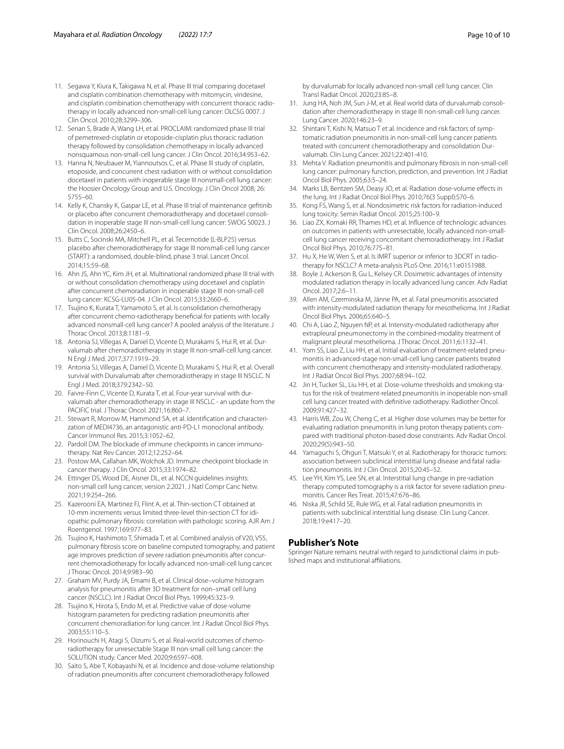11. Segawa Y, Kiura K, Takigawa N, et al. Phase III trial comparing docetaxel and cisplatin combination chemotherapy with mitomycin, vindesine, and cisplatin combination chemotherapy with concurrent thoracic radiotherapy in locally advanced non-small-cell lung cancer: OLCSG 0007. J Clin Oncol. 2010;28:3299–306.
12. Senan S, Brade A, Wang LH, et al. PROCLAIM: randomized phase III trial of pemetrexed-cisplatin or etoposide-cisplatin plus thoracic radiation therapy followed by consolidation chemotherapy in locally advanced nonsquamous non-small-cell lung cancer. J Clin Oncol. 2016;34:953–62.
13. Hanna N, Neubauer M, Yiannoutsos C, et al. Phase III study of cisplatin, etoposide, and concurrent chest radiation with or without consolidation docetaxel in patients with inoperable stage III nonsmall-cell lung cancer: the Hoosier Oncology Group and U.S. Oncology. J Clin Oncol 2008; 26: 5755–60.
14. Kelly K, Chansky K, Gaspar LE, et al. Phase III trial of maintenance gefitinib or placebo after concurrent chemoradiotherapy and docetaxel consolidation in inoperable stage III non-small-cell lung cancer: SWOG S0023. J Clin Oncol. 2008;26:2450–6.
15. Butts C, Socinski MA, Mitchell PL, et al. Tecemotide (L-BLP25) versus placebo after chemoradiotherapy for stage III nonsmall-cell lung cancer (START): a randomised, double-blind, phase 3 trial. Lancet Oncol. 2014;15:59–68.
16. Ahn JS, Ahn YC, Kim JH, et al. Multinational randomized phase III trial with or without consolidation chemotherapy using docetaxel and cisplatin after concurrent chemoradiation in inoperable stage III non-small-cell lung cancer: KCSG-LU05-04. J Clin Oncol. 2015;33:2660–6.
17. Tsujino K, Kurata T, Yamamoto S, et al. Is consolidation chemotherapy after concurrent chemo-radiotherapy beneficial for patients with locally advanced nonsmall-cell lung cancer? A pooled analysis of the literature. J Thorac Oncol. 2013;8:1181–9.
18. Antonia SJ, Villegas A, Daniel D, Vicente D, Murakami S, Hui R, et al. Durvalumab after chemoradiotherapy in stage III non-small-cell lung cancer. N Engl J Med. 2017;377:1919–29.
19. Antonia SJ, Villegas A, Daniel D, Vicente D, Murakami S, Hui R, et al. Overall survival with Durvalumab after chemoradiotherapy in stage III NSCLC. N Engl J Med. 2018;379:2342–50.
20. Faivre-Finn C, Vicente D, Kurata T, et al. Four-year survival with durvalumab after chemoradiotherapy in stage III NSCLC - an update from the PACIFIC trial. J Thorac Oncol. 2021;16:860–7.
21. Stewart R, Morrow M, Hammond SA, et al. Identification and characterization of MEDI4736, an antagonistic anti-PD-L1 monoclonal antibody. Cancer Immunol Res. 2015;3:1052–62.
22. Pardoll DM. The blockade of immune checkpoints in cancer immunotherapy. Nat Rev Cancer. 2012;12:252–64.
23. Postow MA, Callahan MK, Wolchok JD. Immune checkpoint blockade in cancer therapy. J Clin Oncol. 2015;33:1974–82.
24. Ettinger DS, Wood DE, Aisner DL, et al. NCCN guidelines insights: non-small cell lung cancer, version 2.2021. J Natl Compr Canc Netw. 2021;19:254–266.
25. Kazerooni EA, Martinez FJ, Flint A, et al. Thin-section CT obtained at 10-mm increments versus limited three-level thin-section CT for idiopathic pulmonary fibrosis: correlation with pathologic scoring. AJR Am J Roentgenol. 1997;169:977–83.
26. Tsujino K, Hashimoto T, Shimada T, et al. Combined analysis of V20, VS5, pulmonary fibrosis score on baseline computed tomography, and patient age improves prediction of severe radiation pneumonitis after concurrent chemoradiotherapy for locally advanced non-small-cell lung cancer. J Thorac Oncol. 2014;9:983–90.
27. Graham MV, Purdy JA, Emami B, et al. Clinical dose–volume histogram analysis for pneumonitis after 3D treatment for non–small cell lung cancer (NSCLC). Int J Radiat Oncol Biol Phys. 1999;45:323–9.
28. Tsujino K, Hirota S, Endo M, et al. Predictive value of dose-volume histogram parameters for predicting radiation pneumonitis after concurrent chemoradiation for lung cancer. Int J Radiat Oncol Biol Phys. 2003;55:110–5.
29. Horinouchi H, Atagi S, Oizumi S, et al. Real-world outcomes of chemoradiotherapy for unresectable Stage III non-small cell lung cancer: the SOLUTION study. Cancer Med. 2020;9:6597–608.
30. Saito S, Abe T, Kobayashi N, et al. Incidence and dose-volume relationship of radiation pneumonitis after concurrent chemoradiotherapy followed by durvalumab for locally advanced non-small cell lung cancer. Clin Transl Radiat Oncol. 2020;23:85–8.
31. Jung HA, Noh JM, Sun J-M, et al. Real world data of durvalumab consolidation after chemoradiotherapy in stage III non-small-cell lung cancer. Lung Cancer. 2020;146:23–9.
32. Shintani T, Kishi N, Matsuo T et al. Incidence and risk factors of symptomatic radiation pneumonitis in non-small-cell lung cancer patients treated with concurrent chemoradiotherapy and consolidation Durvalumab. Clin Lung Cancer. 2021;22:401-410.
33. Mehta V. Radiation pneumonitis and pulmonary fibrosis in non-small-cell lung cancer: pulmonary function, prediction, and prevention. Int J Radiat Oncol Biol Phys. 2005;63:5–24.
34. Marks LB, Bentzen SM, Deasy JO, et al. Radiation dose-volume effects in the lung. Int J Radiat Oncol Biol Phys. 2010;76(3 Suppl):S70–6.
35. Kong FS, Wang S, et al. Nondosimetric risk factors for radiation-induced lung toxicity. Semin Radiat Oncol. 2015;25:100–9.
36. Liao ZX, Komaki RR, Thames HD, et al. Influence of technologic advances on outcomes in patients with unresectable, locally advanced non-small-cell lung cancer receiving concomitant chemoradiotherapy. Int J Radiat Oncol Biol Phys. 2010;76:775–81.
37. Hu X, He W, Wen S, et al. Is IMRT superior or inferior to 3DCRT in radiotherapy for NSCLC? A meta-analysis PLoS One. 2016;11:e0151988.
38. Boyle J, Ackerson B, Gu L, Kelsey CR. Dosimetric advantages of intensity modulated radiation therapy in locally advanced lung cancer. Adv Radiat Oncol. 2017;2:6–11.
39. Allen AM, Czerminska M, Jänne PA, et al. Fatal pneumonitis associated with intensity-modulated radiation therapy for mesothelioma. Int J Radiat Oncol Biol Phys. 2006;65:640–5.
40. Chi A, Liao Z, Nguyen NP, et al. Intensity-modulated radiotherapy after extrapleural pneumonectomy in the combined-modality treatment of malignant pleural mesothelioma. J Thorac Oncol. 2011;6:1132–41.
41. Yom SS, Liao Z, Liu HH, et al. Initial evaluation of treatment-related pneumonitis in advanced-stage non-small-cell lung cancer patients treated with concurrent chemotherapy and intensity-modulated radiotherapy. Int J Radiat Oncol Biol Phys. 2007;68:94–102.
42. Jin H, Tucker SL, Liu HH, et al. Dose-volume thresholds and smoking status for the risk of treatment-related pneumonitis in inoperable non-small cell lung cancer treated with definitive radiotherapy. Radiother Oncol. 2009;91:427–32.
43. Harris WB, Zou W, Cheng C, et al. Higher dose volumes may be better for evaluating radiation pneumonitis in lung proton therapy patients compared with traditional photon-based dose constraints. Adv Radiat Oncol. 2020;29(5):943–50.
44. Yamaguchi S, Ohguri T, Matsuki Y, et al. Radiotherapy for thoracic tumors: association between subclinical interstitial lung disease and fatal radiation pneumonitis. Int J Clin Oncol. 2015;20:45–52.
45. Lee YH, Kim YS, Lee SN, et al. Interstitial lung change in pre-radiation therapy computed tomography is a risk factor for severe radiation pneumonitis. Cancer Res Treat. 2015;47:676–86.
46. Niska JR, Schild SE, Rule WG, et al. Fatal radiation pneumonitis in patients with subclinical interstitial lung disease. Clin Lung Cancer. 2018;19:e417–20.

## Publisher's Note

Springer Nature remains neutral with regard to jurisdictional claims in published maps and institutional affiliations.